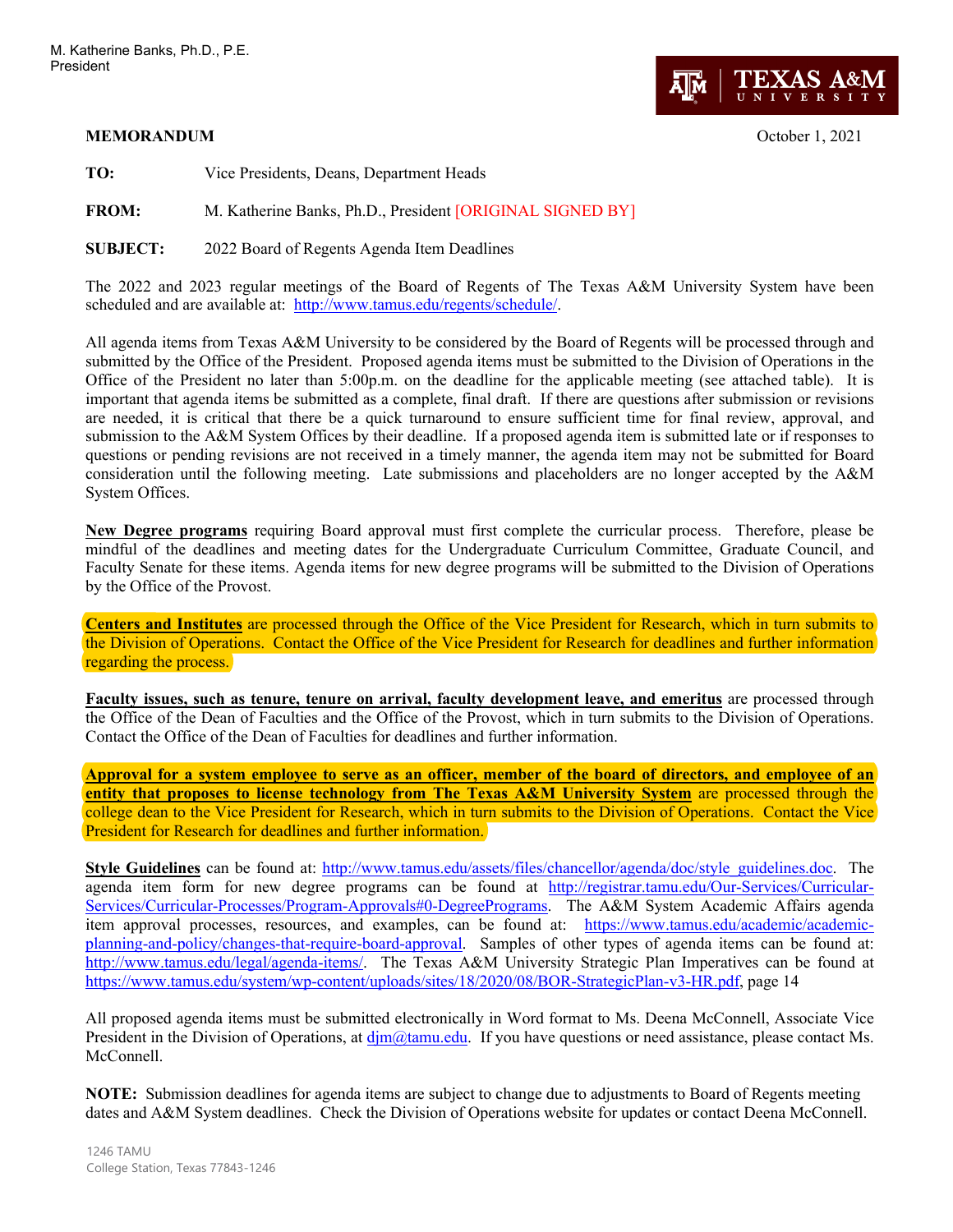M. Katherine Banks, Ph.D., P.E.
President

TEXAS A&M UNIVERSITY

**MEMORANDUM** October 1, 2021

**TO:** Vice Presidents, Deans, Department Heads

**FROM:** M. Katherine Banks, Ph.D., President [ORIGINAL SIGNED BY]

**SUBJECT:** 2022 Board of Regents Agenda Item Deadlines

The 2022 and 2023 regular meetings of the Board of Regents of The Texas A&M University System have been scheduled and are available at: [http://www.tamus.edu/regents/schedule/](http://www.tamus.edu/regents/schedule/).

All agenda items from Texas A&M University to be considered by the Board of Regents will be processed through and submitted by the Office of the President. Proposed agenda items must be submitted to the Division of Operations in the Office of the President no later than 5:00p.m. on the deadline for the applicable meeting (see attached table). It is important that agenda items be submitted as a complete, final draft. If there are questions after submission or revisions are needed, it is critical that there be a quick turnaround to ensure sufficient time for final review, approval, and submission to the A&M System Offices by their deadline. If a proposed agenda item is submitted late or if responses to questions or pending revisions are not received in a timely manner, the agenda item may not be submitted for Board consideration until the following meeting. Late submissions and placeholders are no longer accepted by the A&M System Offices.

**New Degree programs** requiring Board approval must first complete the curricular process. Therefore, please be mindful of the deadlines and meeting dates for the Undergraduate Curriculum Committee, Graduate Council, and Faculty Senate for these items. Agenda items for new degree programs will be submitted to the Division of Operations by the Office of the Provost.

**Centers and Institutes** are processed through the Office of the Vice President for Research, which in turn submits to the Division of Operations. Contact the Office of the Vice President for Research for deadlines and further information regarding the process.

**Faculty issues, such as tenure, tenure on arrival, faculty development leave, and emeritus** are processed through the Office of the Dean of Faculties and the Office of the Provost, which in turn submits to the Division of Operations. Contact the Office of the Dean of Faculties for deadlines and further information.

**Approval for a system employee to serve as an officer, member of the board of directors, and employee of an entity that proposes to license technology from The Texas A&M University System** are processed through the college dean to the Vice President for Research, which in turn submits to the Division of Operations. Contact the Vice President for Research for deadlines and further information.

**Style Guidelines** can be found at: [http://www.tamus.edu/assets/files/chancellor/agenda/doc/style_guidelines.doc](http://www.tamus.edu/assets/files/chancellor/agenda/doc/style_guidelines.doc). The agenda item form for new degree programs can be found at [http://registrar.tamu.edu/Our-Services/Curricular-Services/Curricular-Processes/Program-Approvals#0-DegreePrograms](http://registrar.tamu.edu/Our-Services/Curricular-Services/Curricular-Processes/Program-Approvals#0-DegreePrograms). The A&M System Academic Affairs agenda item approval processes, resources, and examples, can be found at: [https://www.tamus.edu/academic/academic-planning-and-policy/changes-that-require-board-approval](https://www.tamus.edu/academic/academic-planning-and-policy/changes-that-require-board-approval). Samples of other types of agenda items can be found at: [http://www.tamus.edu/legal/agenda-items/](http://www.tamus.edu/legal/agenda-items/). The Texas A&M University Strategic Plan Imperatives can be found at [https://www.tamus.edu/system/wp-content/uploads/sites/18/2020/08/BOR-StrategicPlan-v3-HR.pdf](https://www.tamus.edu/system/wp-content/uploads/sites/18/2020/08/BOR-StrategicPlan-v3-HR.pdf), page 14

All proposed agenda items must be submitted electronically in Word format to Ms. Deena McConnell, Associate Vice President in the Division of Operations, at [djm@tamu.edu](mailto:djm@tamu.edu). If you have questions or need assistance, please contact Ms. McConnell.

**NOTE:** Submission deadlines for agenda items are subject to change due to adjustments to Board of Regents meeting dates and A&M System deadlines. Check the Division of Operations website for updates or contact Deena McConnell.

1246 TAMU
College Station, Texas 77843-1246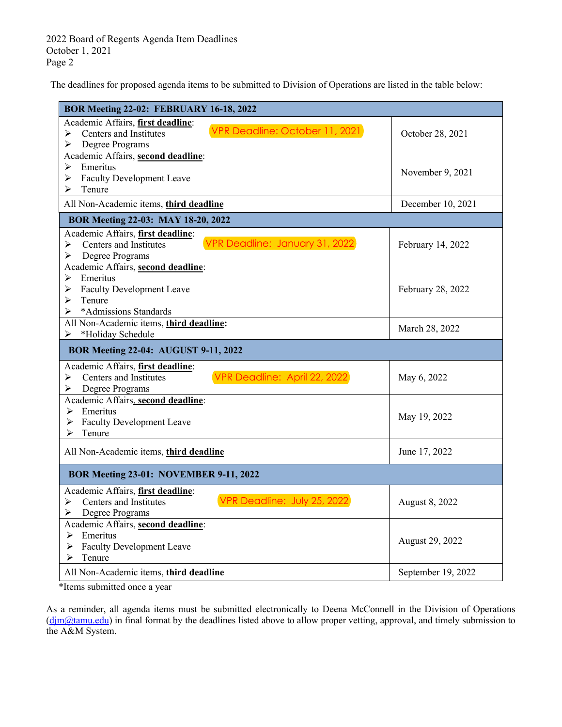The deadlines for proposed agenda items to be submitted to Division of Operations are listed in the table below:

| | |
|---|---|
| **BOR Meeting 22-02: FEBRUARY 16-18, 2022** | |
| Academic Affairs, **first deadline**: <br>➢ Centers and Institutes <br>➢ Degree Programs <br>VPR Deadline: October 11, 2021 | October 28, 2021 |
| Academic Affairs, **second deadline**: <br>➢ Emeritus <br>➢ Faculty Development Leave <br>➢ Tenure | November 9, 2021 |
| All Non-Academic items, **third deadline** | December 10, 2021 |
| **BOR Meeting 22-03: MAY 18-20, 2022** | |
| Academic Affairs, **first deadline**: <br>➢ Centers and Institutes <br>➢ Degree Programs <br>VPR Deadline: January 31, 2022 | February 14, 2022 |
| Academic Affairs, **second deadline**: <br>➢ Emeritus <br>➢ Faculty Development Leave <br>➢ Tenure <br>➢ *Admissions Standards | February 28, 2022 |
| All Non-Academic items, **third deadline**: <br>➢ *Holiday Schedule | March 28, 2022 |
| **BOR Meeting 22-04: AUGUST 9-11, 2022** | |
| Academic Affairs, **first deadline**: <br>➢ Centers and Institutes <br>➢ Degree Programs <br>VPR Deadline: April 22, 2022 | May 6, 2022 |
| Academic Affairs, **second deadline**: <br>➢ Emeritus <br>➢ Faculty Development Leave <br>➢ Tenure | May 19, 2022 |
| All Non-Academic items, **third deadline** | June 17, 2022 |
| **BOR Meeting 23-01: NOVEMBER 9-11, 2022** | |
| Academic Affairs, **first deadline**: <br>➢ Centers and Institutes <br>➢ Degree Programs <br>VPR Deadline: July 25, 2022 | August 8, 2022 |
| Academic Affairs, **second deadline**: <br>➢ Emeritus <br>➢ Faculty Development Leave <br>➢ Tenure | August 29, 2022 |
| All Non-Academic items, **third deadline** | September 19, 2022 |

*Items submitted once a year

As a reminder, all agenda items must be submitted electronically to Deena McConnell in the Division of Operations (djm@tamu.edu) in final format by the deadlines listed above to allow proper vetting, approval, and timely submission to the A&M System.